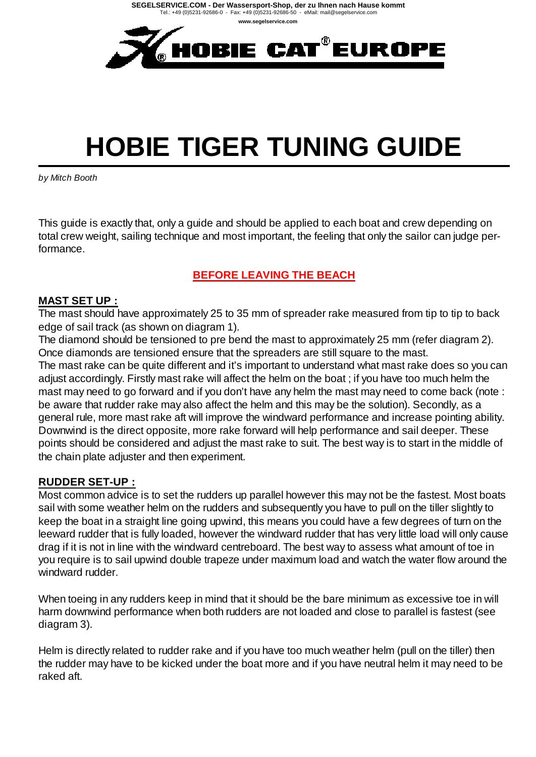SEGELSERVICE.COM - Der Wassersport-Shop, der zu Ihnen nach Hause kommt
Tel.: +49 (0)5231-92686-0 - Fax: +49 (0)5231-92686-50 - eMail: mail@segelservice.com
www.segelservice.com

HOBIE CAT® EUROPE

# HOBIE TIGER TUNING GUIDE

*by Mitch Booth*

This guide is exactly that, only a guide and should be applied to each boat and crew depending on total crew weight, sailing technique and most important, the feeling that only the sailor can judge performance.

## BEFORE LEAVING THE BEACH

### MAST SET UP :

The mast should have approximately 25 to 35 mm of spreader rake measured from tip to tip to back edge of sail track (as shown on diagram 1).
The diamond should be tensioned to pre bend the mast to approximately 25 mm (refer diagram 2).
Once diamonds are tensioned ensure that the spreaders are still square to the mast.
The mast rake can be quite different and it's important to understand what mast rake does so you can adjust accordingly. Firstly mast rake will affect the helm on the boat ; if you have too much helm the mast may need to go forward and if you don't have any helm the mast may need to come back (note : be aware that rudder rake may also affect the helm and this may be the solution). Secondly, as a general rule, more mast rake aft will improve the windward performance and increase pointing ability. Downwind is the direct opposite, more rake forward will help performance and sail deeper. These points should be considered and adjust the mast rake to suit. The best way is to start in the middle of the chain plate adjuster and then experiment.

### RUDDER SET-UP :

Most common advice is to set the rudders up parallel however this may not be the fastest. Most boats sail with some weather helm on the rudders and subsequently you have to pull on the tiller slightly to keep the boat in a straight line going upwind, this means you could have a few degrees of turn on the leeward rudder that is fully loaded, however the windward rudder that has very little load will only cause drag if it is not in line with the windward centreboard. The best way to assess what amount of toe in you require is to sail upwind double trapeze under maximum load and watch the water flow around the windward rudder.

When toeing in any rudders keep in mind that it should be the bare minimum as excessive toe in will harm downwind performance when both rudders are not loaded and close to parallel is fastest (see diagram 3).

Helm is directly related to rudder rake and if you have too much weather helm (pull on the tiller) then the rudder may have to be kicked under the boat more and if you have neutral helm it may need to be raked aft.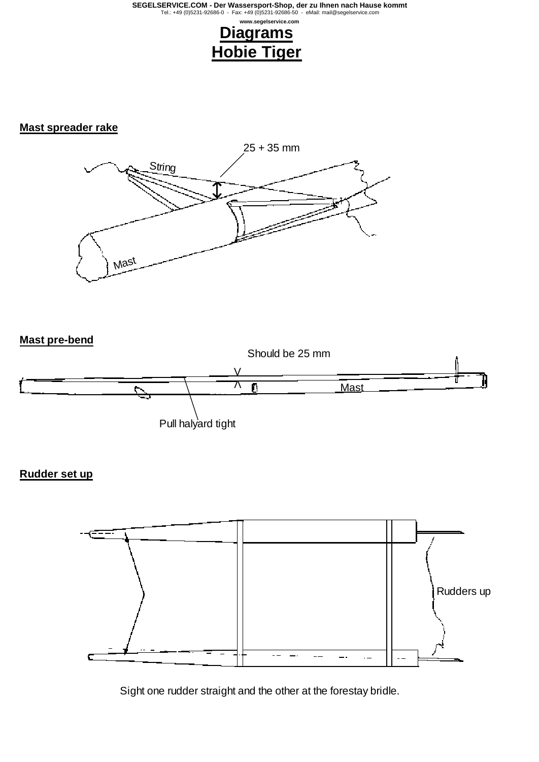# Diagrams
# Hobie Tiger

## Mast spreader rake

25 + 35 mm

String

Mast

## Mast pre-bend

Should be 25 mm

Mast

Pull halyard tight

## Rudder set up

Rudders up

Sight one rudder straight and the other at the forestay bridle.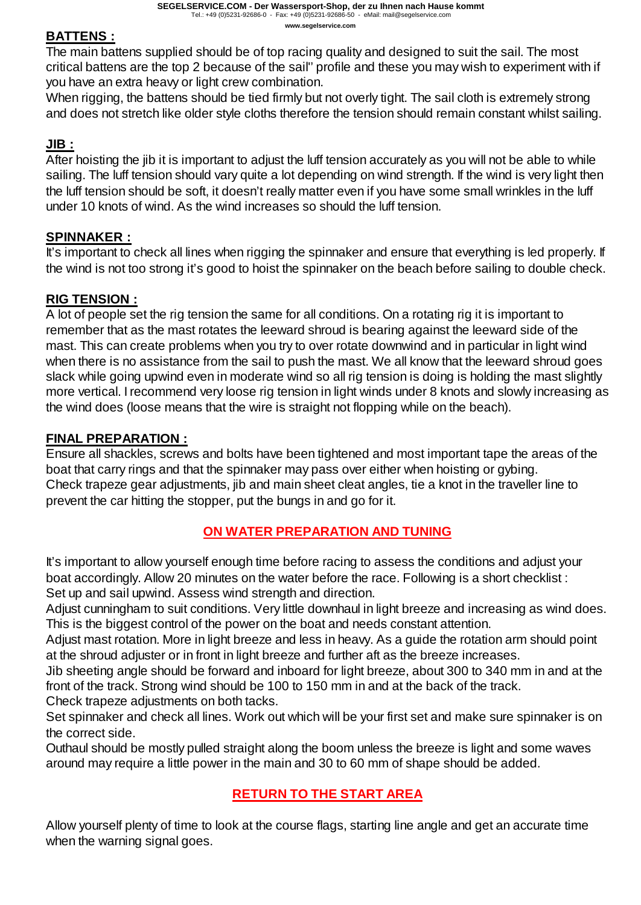## BATTENS :

The main battens supplied should be of top racing quality and designed to suit the sail. The most critical battens are the top 2 because of the sail" profile and these you may wish to experiment with if you have an extra heavy or light crew combination.

When rigging, the battens should be tied firmly but not overly tight. The sail cloth is extremely strong and does not stretch like older style cloths therefore the tension should remain constant whilst sailing.

## JIB :

After hoisting the jib it is important to adjust the luff tension accurately as you will not be able to while sailing. The luff tension should vary quite a lot depending on wind strength. If the wind is very light then the luff tension should be soft, it doesn't really matter even if you have some small wrinkles in the luff under 10 knots of wind. As the wind increases so should the luff tension.

## SPINNAKER :

It's important to check all lines when rigging the spinnaker and ensure that everything is led properly. If the wind is not too strong it's good to hoist the spinnaker on the beach before sailing to double check.

## RIG TENSION :

A lot of people set the rig tension the same for all conditions. On a rotating rig it is important to remember that as the mast rotates the leeward shroud is bearing against the leeward side of the mast. This can create problems when you try to over rotate downwind and in particular in light wind when there is no assistance from the sail to push the mast. We all know that the leeward shroud goes slack while going upwind even in moderate wind so all rig tension is doing is holding the mast slightly more vertical. I recommend very loose rig tension in light winds under 8 knots and slowly increasing as the wind does (loose means that the wire is straight not flopping while on the beach).

## FINAL PREPARATION :

Ensure all shackles, screws and bolts have been tightened and most important tape the areas of the boat that carry rings and that the spinnaker may pass over either when hoisting or gybing.

Check trapeze gear adjustments, jib and main sheet cleat angles, tie a knot in the traveller line to prevent the car hitting the stopper, put the bungs in and go for it.

## ON WATER PREPARATION AND TUNING

It's important to allow yourself enough time before racing to assess the conditions and adjust your boat accordingly. Allow 20 minutes on the water before the race. Following is a short checklist :

Set up and sail upwind. Assess wind strength and direction.

Adjust cunningham to suit conditions. Very little downhaul in light breeze and increasing as wind does. This is the biggest control of the power on the boat and needs constant attention.

Adjust mast rotation. More in light breeze and less in heavy. As a guide the rotation arm should point at the shroud adjuster or in front in light breeze and further aft as the breeze increases.

Jib sheeting angle should be forward and inboard for light breeze, about 300 to 340 mm in and at the front of the track. Strong wind should be 100 to 150 mm in and at the back of the track.

Check trapeze adjustments on both tacks.

Set spinnaker and check all lines. Work out which will be your first set and make sure spinnaker is on the correct side.

Outhaul should be mostly pulled straight along the boom unless the breeze is light and some waves around may require a little power in the main and 30 to 60 mm of shape should be added.

## RETURN TO THE START AREA

Allow yourself plenty of time to look at the course flags, starting line angle and get an accurate time when the warning signal goes.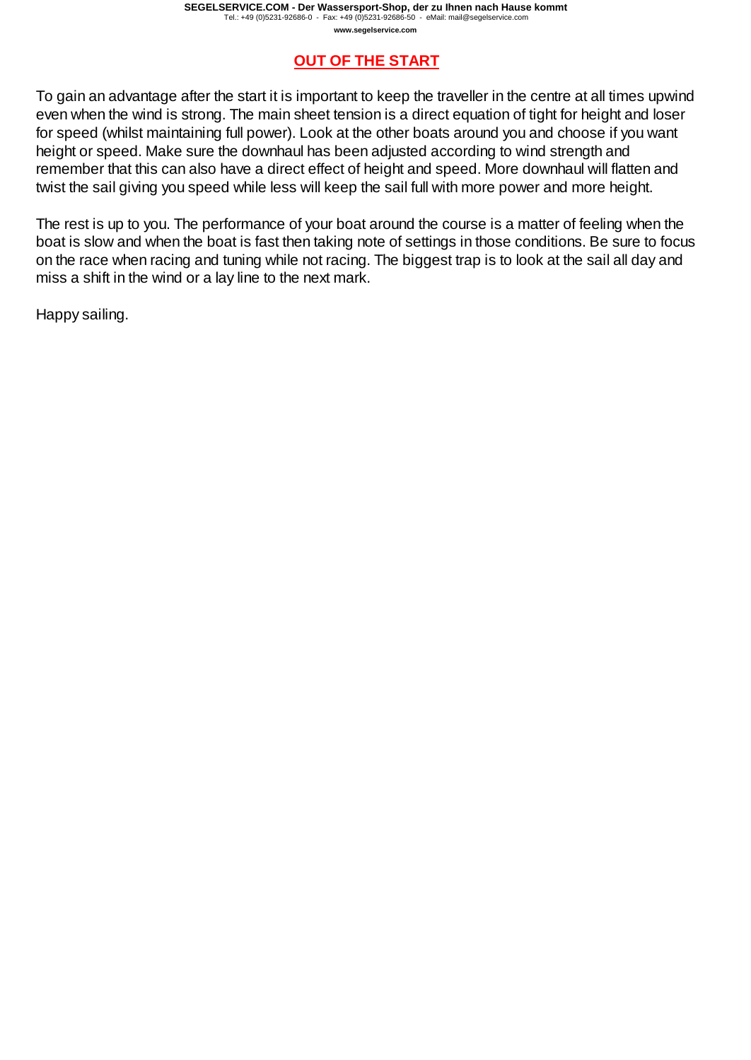## OUT OF THE START

To gain an advantage after the start it is important to keep the traveller in the centre at all times upwind even when the wind is strong. The main sheet tension is a direct equation of tight for height and loser for speed (whilst maintaining full power). Look at the other boats around you and choose if you want height or speed. Make sure the downhaul has been adjusted according to wind strength and remember that this can also have a direct effect of height and speed. More downhaul will flatten and twist the sail giving you speed while less will keep the sail full with more power and more height.

The rest is up to you. The performance of your boat around the course is a matter of feeling when the boat is slow and when the boat is fast then taking note of settings in those conditions. Be sure to focus on the race when racing and tuning while not racing. The biggest trap is to look at the sail all day and miss a shift in the wind or a lay line to the next mark.

Happy sailing.